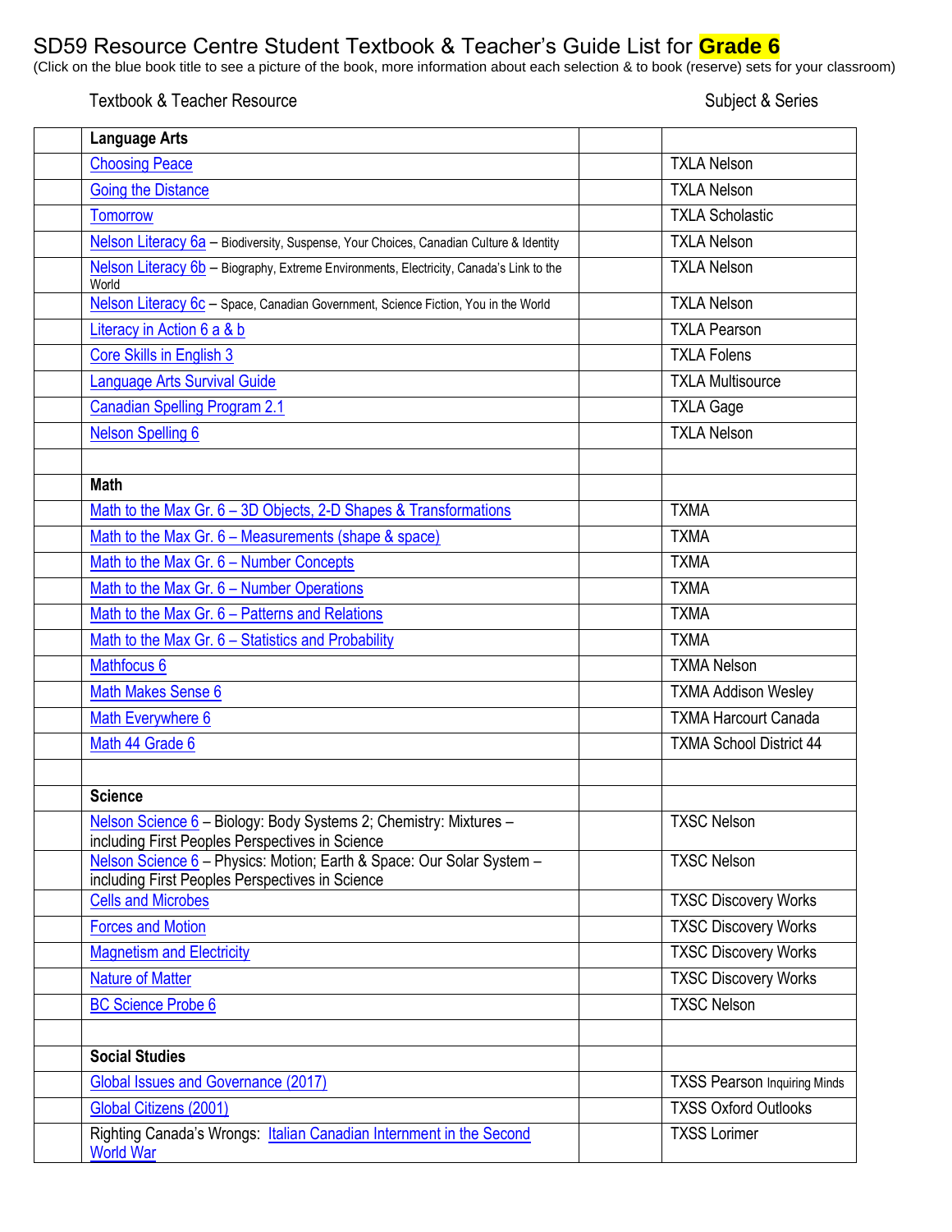# SD59 Resource Centre Student Textbook & Teacher's Guide List for **Grade 6**

(Click on the blue book title to see a picture of the book, more information about each selection & to book (reserve) sets for your classroom)

| | Textbook & Teacher Resource | | Subject & Series |
|---|---|---|---|
| | **Language Arts** | | |
| | Choosing Peace | | TXLA Nelson |
| | Going the Distance | | TXLA Nelson |
| | Tomorrow | | TXLA Scholastic |
| | Nelson Literacy 6a – Biodiversity, Suspense, Your Choices, Canadian Culture & Identity | | TXLA Nelson |
| | Nelson Literacy 6b – Biography, Extreme Environments, Electricity, Canada's Link to the World | | TXLA Nelson |
| | Nelson Literacy 6c – Space, Canadian Government, Science Fiction, You in the World | | TXLA Nelson |
| | Literacy in Action 6 a & b | | TXLA Pearson |
| | Core Skills in English 3 | | TXLA Folens |
| | Language Arts Survival Guide | | TXLA Multisource |
| | Canadian Spelling Program 2.1 | | TXLA Gage |
| | Nelson Spelling 6 | | TXLA Nelson |
| | | | |
| | **Math** | | |
| | Math to the Max Gr. 6 – 3D Objects, 2-D Shapes & Transformations | | TXMA |
| | Math to the Max Gr. 6 – Measurements (shape & space) | | TXMA |
| | Math to the Max Gr. 6 – Number Concepts | | TXMA |
| | Math to the Max Gr. 6 – Number Operations | | TXMA |
| | Math to the Max Gr. 6 – Patterns and Relations | | TXMA |
| | Math to the Max Gr. 6 – Statistics and Probability | | TXMA |
| | Mathfocus 6 | | TXMA Nelson |
| | Math Makes Sense 6 | | TXMA Addison Wesley |
| | Math Everywhere 6 | | TXMA Harcourt Canada |
| | Math 44 Grade 6 | | TXMA School District 44 |
| | | | |
| | **Science** | | |
| | Nelson Science 6 – Biology: Body Systems 2; Chemistry: Mixtures – including First Peoples Perspectives in Science | | TXSC Nelson |
| | Nelson Science 6 – Physics: Motion; Earth & Space: Our Solar System – including First Peoples Perspectives in Science | | TXSC Nelson |
| | Cells and Microbes | | TXSC Discovery Works |
| | Forces and Motion | | TXSC Discovery Works |
| | Magnetism and Electricity | | TXSC Discovery Works |
| | Nature of Matter | | TXSC Discovery Works |
| | BC Science Probe 6 | | TXSC Nelson |
| | | | |
| | **Social Studies** | | |
| | Global Issues and Governance (2017) | | TXSS Pearson Inquiring Minds |
| | Global Citizens (2001) | | TXSS Oxford Outlooks |
| | Righting Canada's Wrongs: Italian Canadian Internment in the Second World War | | TXSS Lorimer |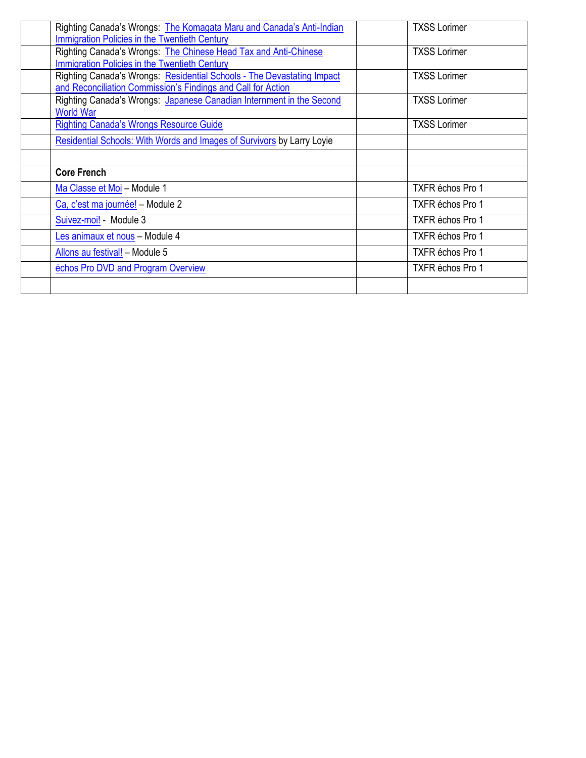| | | | |
|---|---|---|---|
| | Righting Canada's Wrongs: The Komagata Maru and Canada's Anti-Indian Immigration Policies in the Twentieth Century | | TXSS Lorimer |
| | Righting Canada's Wrongs: The Chinese Head Tax and Anti-Chinese Immigration Policies in the Twentieth Century | | TXSS Lorimer |
| | Righting Canada's Wrongs: Residential Schools - The Devastating Impact and Reconciliation Commission's Findings and Call for Action | | TXSS Lorimer |
| | Righting Canada's Wrongs: Japanese Canadian Internment in the Second World War | | TXSS Lorimer |
| | Righting Canada's Wrongs Resource Guide | | TXSS Lorimer |
| | Residential Schools: With Words and Images of Survivors by Larry Loyie | | |
| | | | |
| | **Core French** | | |
| | Ma Classe et Moi – Module 1 | | TXFR échos Pro 1 |
| | Ca, c'est ma journée! – Module 2 | | TXFR échos Pro 1 |
| | Suivez-moi! - Module 3 | | TXFR échos Pro 1 |
| | Les animaux et nous – Module 4 | | TXFR échos Pro 1 |
| | Allons au festival! – Module 5 | | TXFR échos Pro 1 |
| | échos Pro DVD and Program Overview | | TXFR échos Pro 1 |
| | | | |